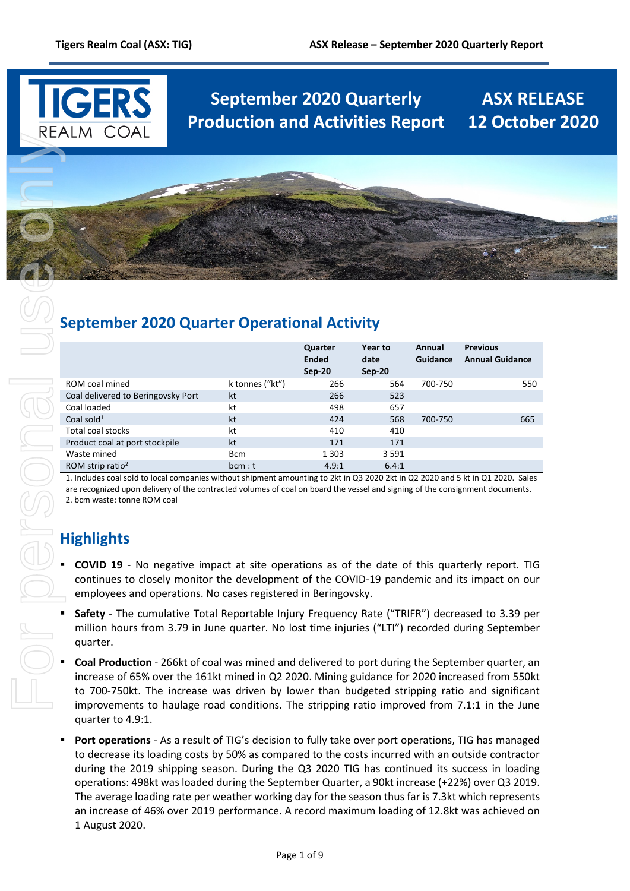# September 2020 Quarterly Production and Activities Report

**ASX RELEASE**
**12 October 2020**

## September 2020 Quarter Operational Activity

| | | Quarter Ended Sep-20 | Year to date Sep-20 | Annual Guidance | Previous Annual Guidance |
|---|---|---|---|---|---|
| ROM coal mined | k tonnes ("kt") | 266 | 564 | 700-750 | 550 |
| Coal delivered to Beringovsky Port | kt | 266 | 523 | | |
| Coal loaded | kt | 498 | 657 | | |
| Coal sold[1] | kt | 424 | 568 | 700-750 | 665 |
| Total coal stocks | kt | 410 | 410 | | |
| Product coal at port stockpile | kt | 171 | 171 | | |
| Waste mined | Bcm | 1 303 | 3 591 | | |
| ROM strip ratio[2] | bcm : t | 4.9:1 | 6.4:1 | | |

1. Includes coal sold to local companies without shipment amounting to 2kt in Q3 2020 2kt in Q2 2020 and 5 kt in Q1 2020. Sales are recognized upon delivery of the contracted volumes of coal on board the vessel and signing of the consignment documents.
2. bcm waste: tonne ROM coal

## Highlights

- **COVID 19** - No negative impact at site operations as of the date of this quarterly report. TIG continues to closely monitor the development of the COVID-19 pandemic and its impact on our employees and operations. No cases registered in Beringovsky.
- **Safety** - The cumulative Total Reportable Injury Frequency Rate ("TRIFR") decreased to 3.39 per million hours from 3.79 in June quarter. No lost time injuries ("LTI") recorded during September quarter.
- **Coal Production** - 266kt of coal was mined and delivered to port during the September quarter, an increase of 65% over the 161kt mined in Q2 2020. Mining guidance for 2020 increased from 550kt to 700-750kt. The increase was driven by lower than budgeted stripping ratio and significant improvements to haulage road conditions. The stripping ratio improved from 7.1:1 in the June quarter to 4.9:1.
- **Port operations** - As a result of TIG's decision to fully take over port operations, TIG has managed to decrease its loading costs by 50% as compared to the costs incurred with an outside contractor during the 2019 shipping season. During the Q3 2020 TIG has continued its success in loading operations: 498kt was loaded during the September Quarter, a 90kt increase (+22%) over Q3 2019. The average loading rate per weather working day for the season thus far is 7.3kt which represents an increase of 46% over 2019 performance. A record maximum loading of 12.8kt was achieved on 1 August 2020.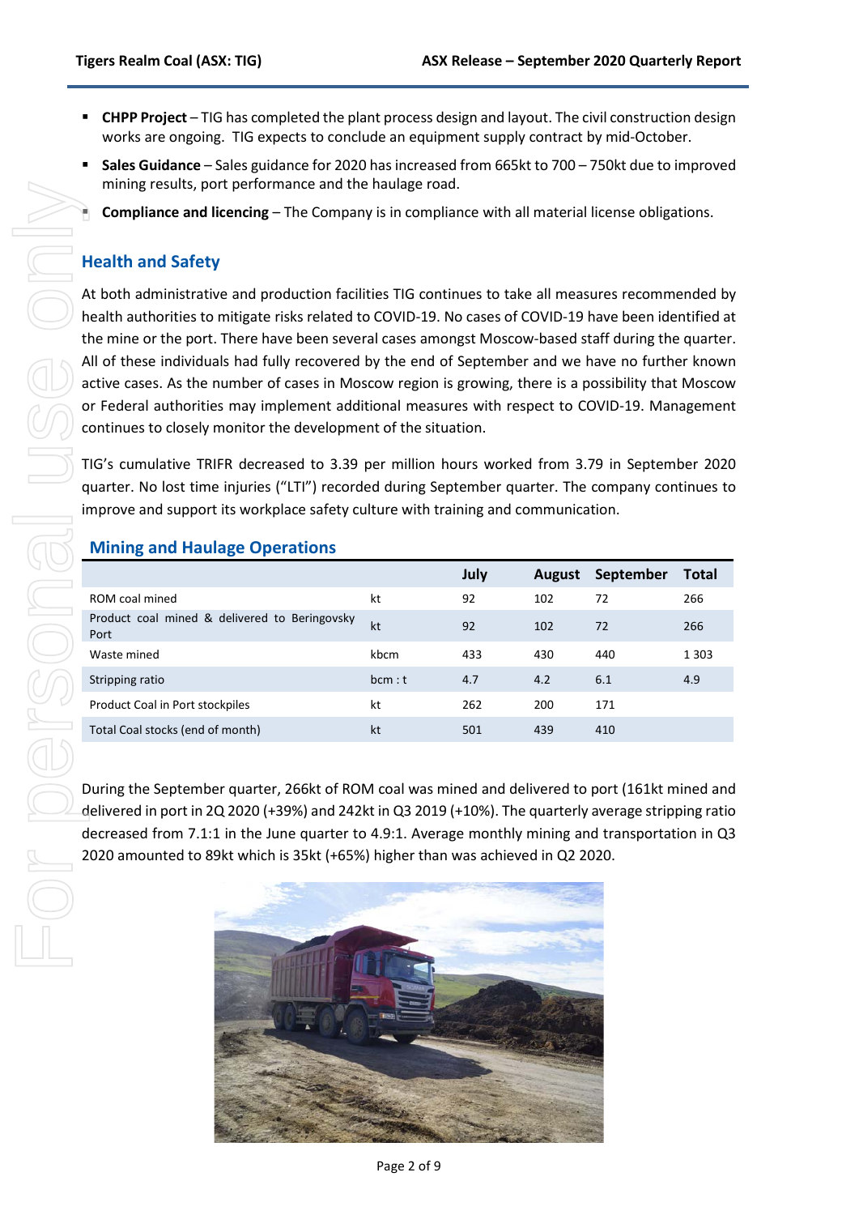- **CHPP Project** – TIG has completed the plant process design and layout. The civil construction design works are ongoing. TIG expects to conclude an equipment supply contract by mid-October.
- **Sales Guidance** – Sales guidance for 2020 has increased from 665kt to 700 – 750kt due to improved mining results, port performance and the haulage road.
- **Compliance and licencing** – The Company is in compliance with all material license obligations.

## Health and Safety

At both administrative and production facilities TIG continues to take all measures recommended by health authorities to mitigate risks related to COVID-19. No cases of COVID-19 have been identified at the mine or the port. There have been several cases amongst Moscow-based staff during the quarter. All of these individuals had fully recovered by the end of September and we have no further known active cases. As the number of cases in Moscow region is growing, there is a possibility that Moscow or Federal authorities may implement additional measures with respect to COVID-19. Management continues to closely monitor the development of the situation.

TIG's cumulative TRIFR decreased to 3.39 per million hours worked from 3.79 in September 2020 quarter. No lost time injuries ("LTI") recorded during September quarter. The company continues to improve and support its workplace safety culture with training and communication.

## Mining and Haulage Operations

| | | July | August | September | Total |
|---|---|---|---|---|---|
| ROM coal mined | kt | 92 | 102 | 72 | 266 |
| Product coal mined & delivered to Beringovsky Port | kt | 92 | 102 | 72 | 266 |
| Waste mined | kbcm | 433 | 430 | 440 | 1 303 |
| Stripping ratio | bcm : t | 4.7 | 4.2 | 6.1 | 4.9 |
| Product Coal in Port stockpiles | kt | 262 | 200 | 171 | |
| Total Coal stocks (end of month) | kt | 501 | 439 | 410 | |

During the September quarter, 266kt of ROM coal was mined and delivered to port (161kt mined and delivered in port in 2Q 2020 (+39%) and 242kt in Q3 2019 (+10%). The quarterly average stripping ratio decreased from 7.1:1 in the June quarter to 4.9:1. Average monthly mining and transportation in Q3 2020 amounted to 89kt which is 35kt (+65%) higher than was achieved in Q2 2020.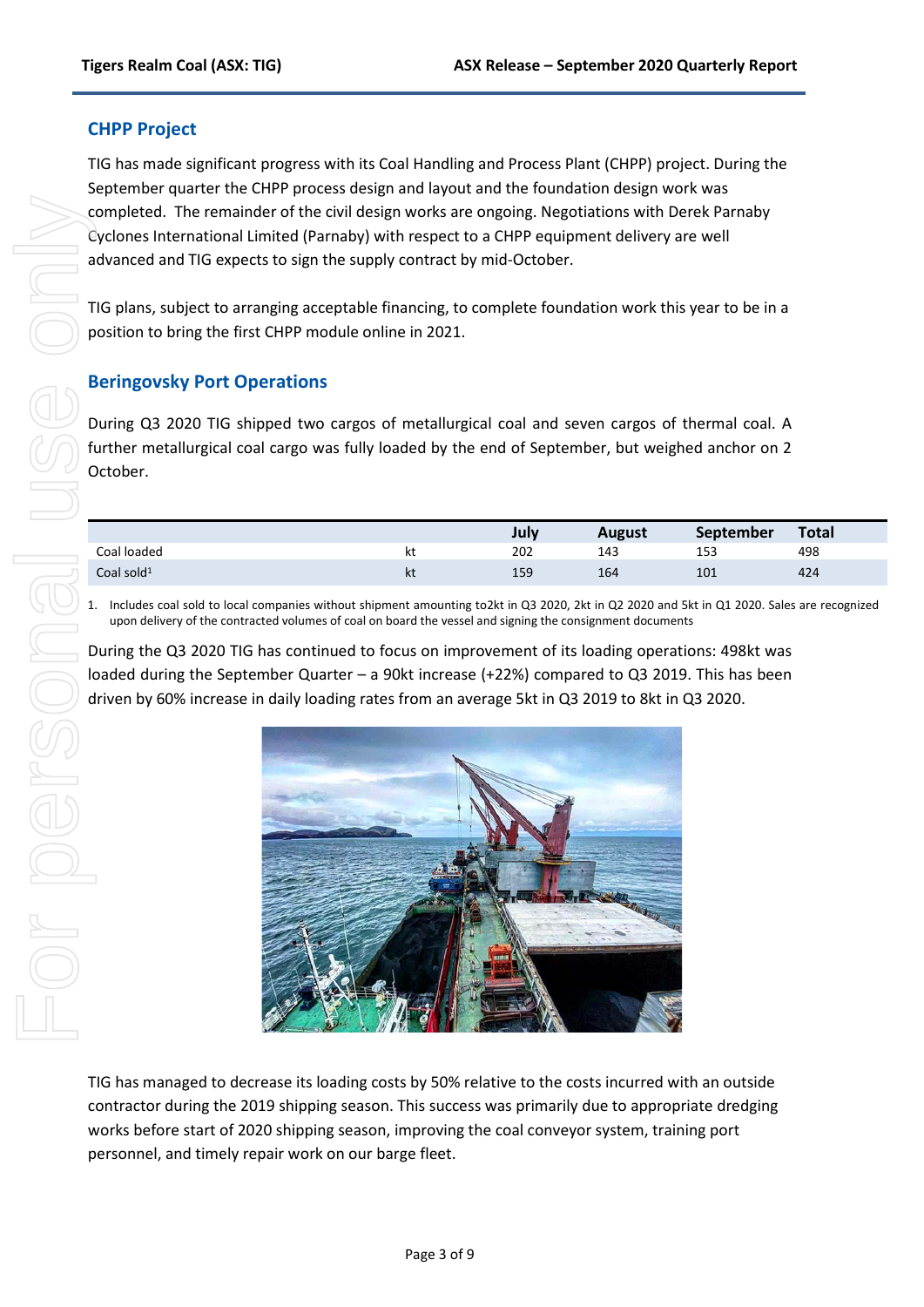## CHPP Project

TIG has made significant progress with its Coal Handling and Process Plant (CHPP) project. During the September quarter the CHPP process design and layout and the foundation design work was completed. The remainder of the civil design works are ongoing. Negotiations with Derek Parnaby Cyclones International Limited (Parnaby) with respect to a CHPP equipment delivery are well advanced and TIG expects to sign the supply contract by mid-October.

TIG plans, subject to arranging acceptable financing, to complete foundation work this year to be in a position to bring the first CHPP module online in 2021.

## Beringovsky Port Operations

During Q3 2020 TIG shipped two cargos of metallurgical coal and seven cargos of thermal coal. A further metallurgical coal cargo was fully loaded by the end of September, but weighed anchor on 2 October.

| | | July | August | September | Total |
|---|---|---|---|---|---|
| Coal loaded | kt | 202 | 143 | 153 | 498 |
| Coal sold[1] | kt | 159 | 164 | 101 | 424 |

1. Includes coal sold to local companies without shipment amounting to2kt in Q3 2020, 2kt in Q2 2020 and 5kt in Q1 2020. Sales are recognized upon delivery of the contracted volumes of coal on board the vessel and signing the consignment documents

During the Q3 2020 TIG has continued to focus on improvement of its loading operations: 498kt was loaded during the September Quarter – a 90kt increase (+22%) compared to Q3 2019. This has been driven by 60% increase in daily loading rates from an average 5kt in Q3 2019 to 8kt in Q3 2020.

TIG has managed to decrease its loading costs by 50% relative to the costs incurred with an outside contractor during the 2019 shipping season. This success was primarily due to appropriate dredging works before start of 2020 shipping season, improving the coal conveyor system, training port personnel, and timely repair work on our barge fleet.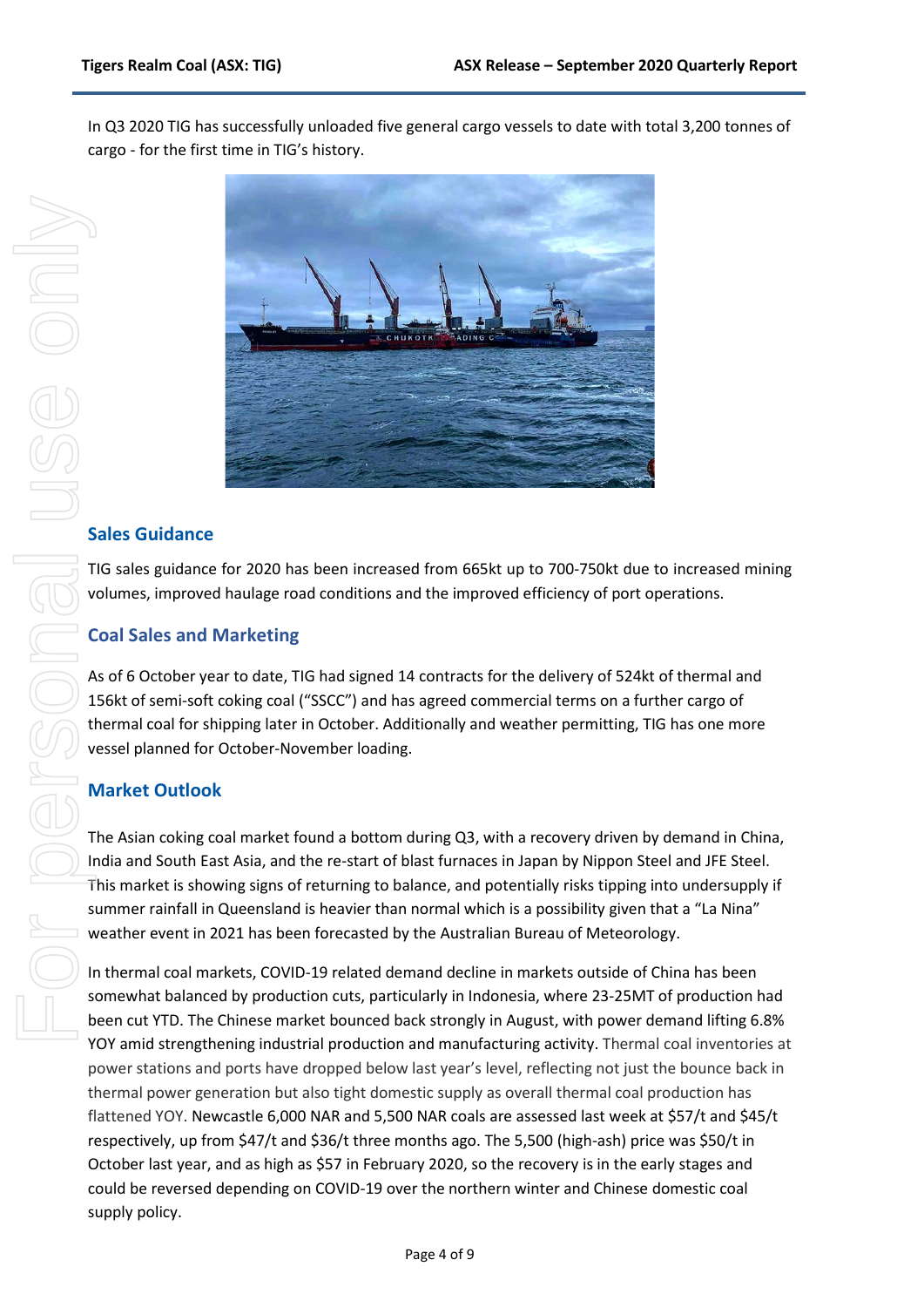In Q3 2020 TIG has successfully unloaded five general cargo vessels to date with total 3,200 tonnes of cargo - for the first time in TIG's history.

## Sales Guidance

TIG sales guidance for 2020 has been increased from 665kt up to 700-750kt due to increased mining volumes, improved haulage road conditions and the improved efficiency of port operations.

## Coal Sales and Marketing

As of 6 October year to date, TIG had signed 14 contracts for the delivery of 524kt of thermal and 156kt of semi-soft coking coal ("SSCC") and has agreed commercial terms on a further cargo of thermal coal for shipping later in October. Additionally and weather permitting, TIG has one more vessel planned for October-November loading.

## Market Outlook

The Asian coking coal market found a bottom during Q3, with a recovery driven by demand in China, India and South East Asia, and the re-start of blast furnaces in Japan by Nippon Steel and JFE Steel. This market is showing signs of returning to balance, and potentially risks tipping into undersupply if summer rainfall in Queensland is heavier than normal which is a possibility given that a "La Nina" weather event in 2021 has been forecasted by the Australian Bureau of Meteorology.

In thermal coal markets, COVID-19 related demand decline in markets outside of China has been somewhat balanced by production cuts, particularly in Indonesia, where 23-25MT of production had been cut YTD. The Chinese market bounced back strongly in August, with power demand lifting 6.8% YOY amid strengthening industrial production and manufacturing activity. Thermal coal inventories at power stations and ports have dropped below last year's level, reflecting not just the bounce back in thermal power generation but also tight domestic supply as overall thermal coal production has flattened YOY. Newcastle 6,000 NAR and 5,500 NAR coals are assessed last week at $57/t and $45/t respectively, up from $47/t and $36/t three months ago. The 5,500 (high-ash) price was $50/t in October last year, and as high as $57 in February 2020, so the recovery is in the early stages and could be reversed depending on COVID-19 over the northern winter and Chinese domestic coal supply policy.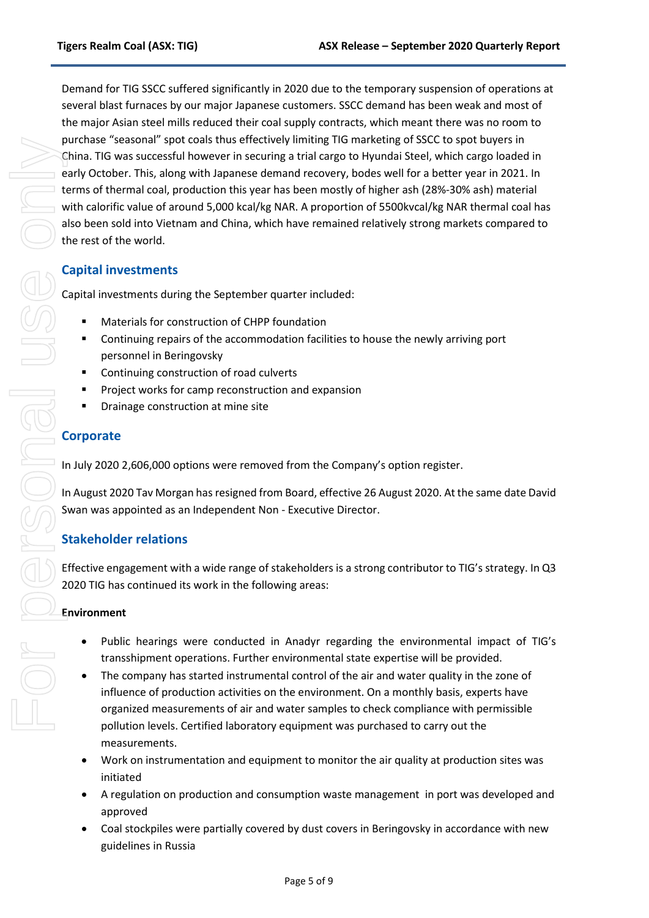Demand for TIG SSCC suffered significantly in 2020 due to the temporary suspension of operations at several blast furnaces by our major Japanese customers. SSCC demand has been weak and most of the major Asian steel mills reduced their coal supply contracts, which meant there was no room to purchase "seasonal" spot coals thus effectively limiting TIG marketing of SSCC to spot buyers in China. TIG was successful however in securing a trial cargo to Hyundai Steel, which cargo loaded in early October. This, along with Japanese demand recovery, bodes well for a better year in 2021. In terms of thermal coal, production this year has been mostly of higher ash (28%-30% ash) material with calorific value of around 5,000 kcal/kg NAR. A proportion of 5500kvcal/kg NAR thermal coal has also been sold into Vietnam and China, which have remained relatively strong markets compared to the rest of the world.

## Capital investments

Capital investments during the September quarter included:

- Materials for construction of CHPP foundation
- Continuing repairs of the accommodation facilities to house the newly arriving port personnel in Beringovsky
- Continuing construction of road culverts
- Project works for camp reconstruction and expansion
- Drainage construction at mine site

## Corporate

In July 2020 2,606,000 options were removed from the Company's option register.

In August 2020 Tav Morgan has resigned from Board, effective 26 August 2020. At the same date David Swan was appointed as an Independent Non - Executive Director.

## Stakeholder relations

Effective engagement with a wide range of stakeholders is a strong contributor to TIG's strategy. In Q3 2020 TIG has continued its work in the following areas:

**Environment**

- Public hearings were conducted in Anadyr regarding the environmental impact of TIG's transshipment operations. Further environmental state expertise will be provided.
- The company has started instrumental control of the air and water quality in the zone of influence of production activities on the environment. On a monthly basis, experts have organized measurements of air and water samples to check compliance with permissible pollution levels. Certified laboratory equipment was purchased to carry out the measurements.
- Work on instrumentation and equipment to monitor the air quality at production sites was initiated
- A regulation on production and consumption waste management in port was developed and approved
- Coal stockpiles were partially covered by dust covers in Beringovsky in accordance with new guidelines in Russia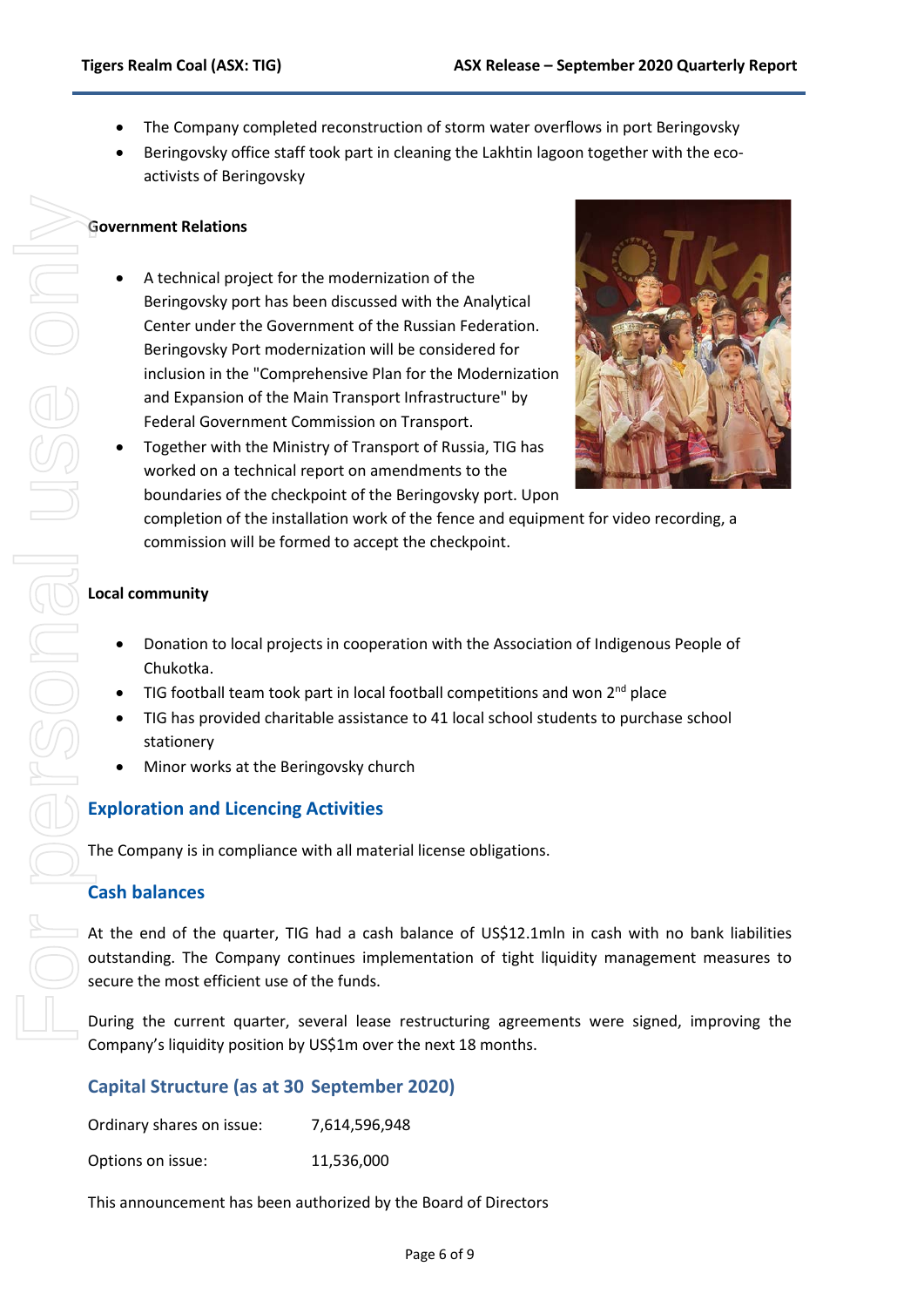- The Company completed reconstruction of storm water overflows in port Beringovsky
- Beringovsky office staff took part in cleaning the Lakhtin lagoon together with the eco-activists of Beringovsky

**Government Relations**

- A technical project for the modernization of the Beringovsky port has been discussed with the Analytical Center under the Government of the Russian Federation. Beringovsky Port modernization will be considered for inclusion in the "Comprehensive Plan for the Modernization and Expansion of the Main Transport Infrastructure" by Federal Government Commission on Transport.
- Together with the Ministry of Transport of Russia, TIG has worked on a technical report on amendments to the boundaries of the checkpoint of the Beringovsky port. Upon completion of the installation work of the fence and equipment for video recording, a commission will be formed to accept the checkpoint.

**Local community**

- Donation to local projects in cooperation with the Association of Indigenous People of Chukotka.
- TIG football team took part in local football competitions and won 2nd place
- TIG has provided charitable assistance to 41 local school students to purchase school stationery
- Minor works at the Beringovsky church

## Exploration and Licencing Activities

The Company is in compliance with all material license obligations.

## Cash balances

At the end of the quarter, TIG had a cash balance of US$12.1mln in cash with no bank liabilities outstanding. The Company continues implementation of tight liquidity management measures to secure the most efficient use of the funds.

During the current quarter, several lease restructuring agreements were signed, improving the Company's liquidity position by US$1m over the next 18 months.

## Capital Structure (as at 30 September 2020)

| | |
|---|---|
| Ordinary shares on issue: | 7,614,596,948 |
| Options on issue: | 11,536,000 |

This announcement has been authorized by the Board of Directors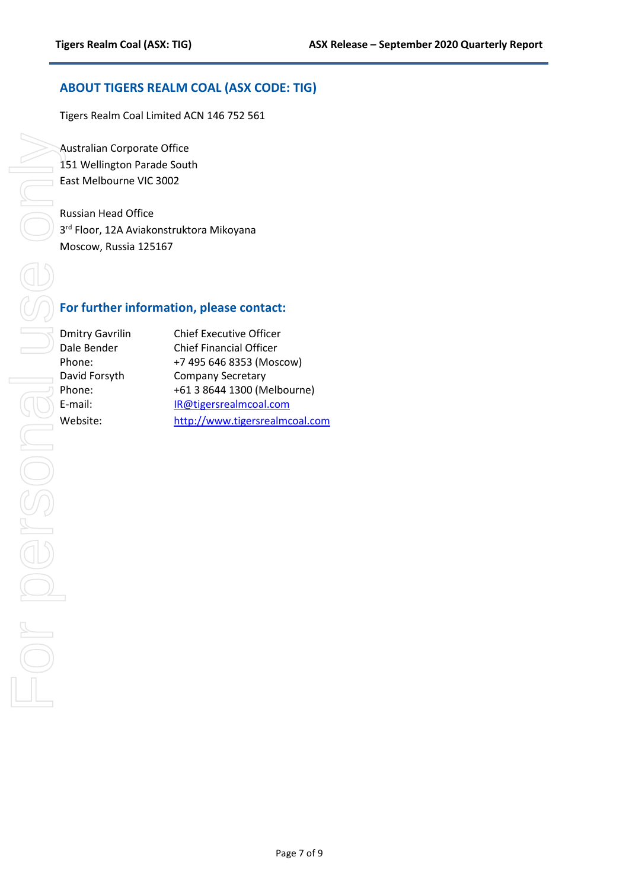## ABOUT TIGERS REALM COAL (ASX CODE: TIG)

Tigers Realm Coal Limited ACN 146 752 561

Australian Corporate Office
151 Wellington Parade South
East Melbourne VIC 3002

Russian Head Office
3rd Floor, 12A Aviakonstruktora Mikoyana
Moscow, Russia 125167

## For further information, please contact:

| | |
|---|---|
| Dmitry Gavrilin | Chief Executive Officer |
| Dale Bender | Chief Financial Officer |
| Phone: | +7 495 646 8353 (Moscow) |
| David Forsyth | Company Secretary |
| Phone: | +61 3 8644 1300 (Melbourne) |
| E-mail: | IR@tigersrealmcoal.com |
| Website: | http://www.tigersrealmcoal.com |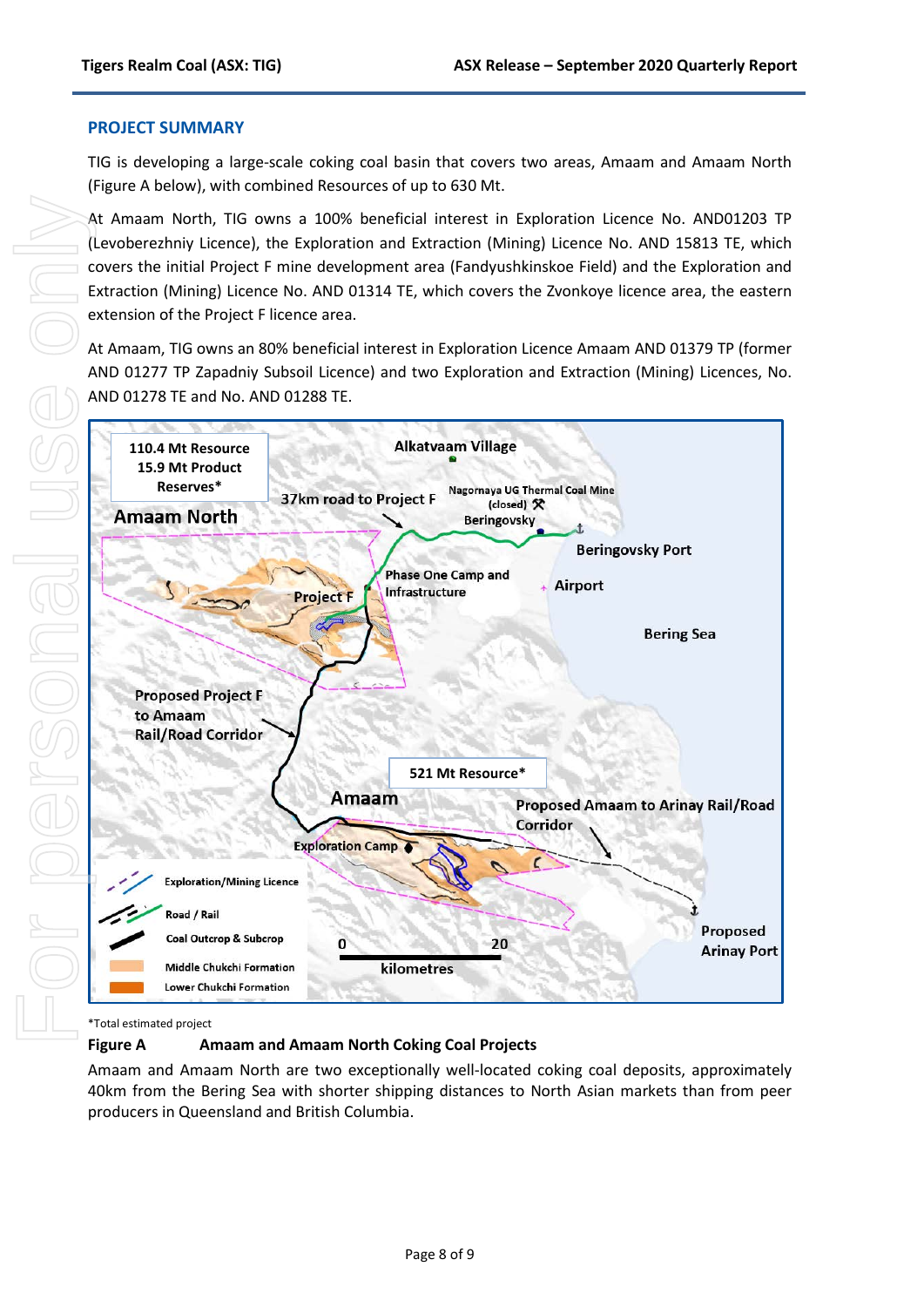## PROJECT SUMMARY

TIG is developing a large-scale coking coal basin that covers two areas, Amaam and Amaam North (Figure A below), with combined Resources of up to 630 Mt.

At Amaam North, TIG owns a 100% beneficial interest in Exploration Licence No. AND01203 TP (Levoberezhniy Licence), the Exploration and Extraction (Mining) Licence No. AND 15813 TE, which covers the initial Project F mine development area (Fandyushkinskoe Field) and the Exploration and Extraction (Mining) Licence No. AND 01314 TE, which covers the Zvonkoye licence area, the eastern extension of the Project F licence area.

At Amaam, TIG owns an 80% beneficial interest in Exploration Licence Amaam AND 01379 TP (former AND 01277 TP Zapadniy Subsoil Licence) and two Exploration and Extraction (Mining) Licences, No. AND 01278 TE and No. AND 01288 TE.

*Total estimated project

**Figure A Amaam and Amaam North Coking Coal Projects**

Amaam and Amaam North are two exceptionally well-located coking coal deposits, approximately 40km from the Bering Sea with shorter shipping distances to North Asian markets than from peer producers in Queensland and British Columbia.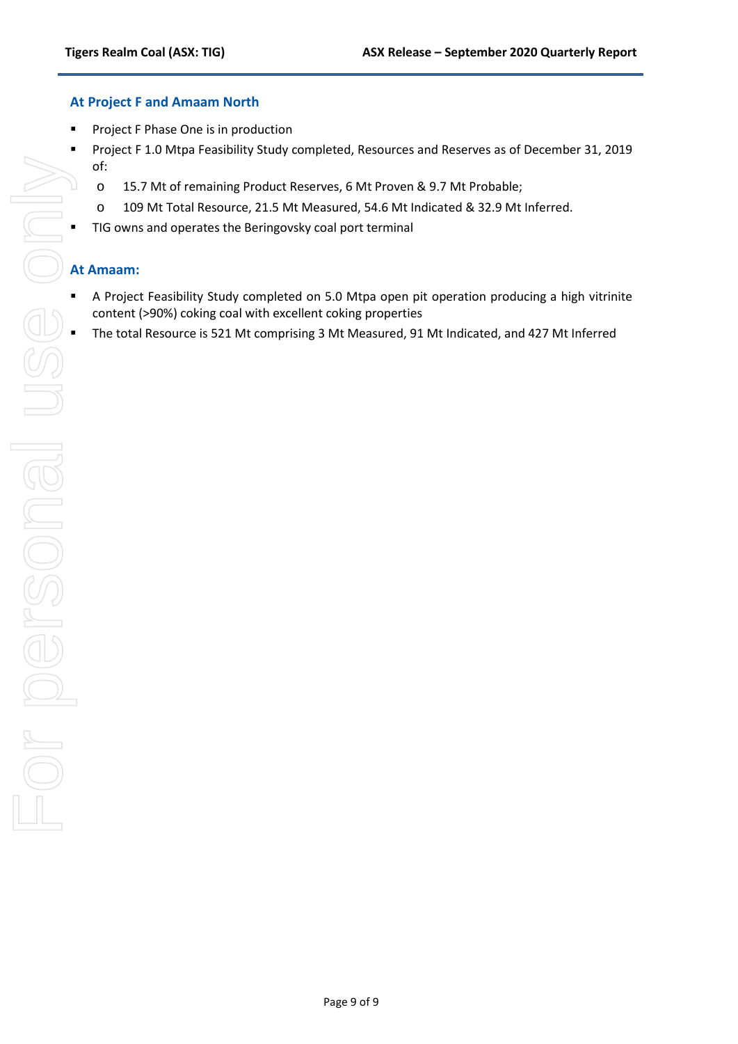### At Project F and Amaam North

- Project F Phase One is in production
- Project F 1.0 Mtpa Feasibility Study completed, Resources and Reserves as of December 31, 2019 of:
  - 15.7 Mt of remaining Product Reserves, 6 Mt Proven & 9.7 Mt Probable;
  - 109 Mt Total Resource, 21.5 Mt Measured, 54.6 Mt Indicated & 32.9 Mt Inferred.
- TIG owns and operates the Beringovsky coal port terminal

### At Amaam:

- A Project Feasibility Study completed on 5.0 Mtpa open pit operation producing a high vitrinite content (>90%) coking coal with excellent coking properties
- The total Resource is 521 Mt comprising 3 Mt Measured, 91 Mt Indicated, and 427 Mt Inferred